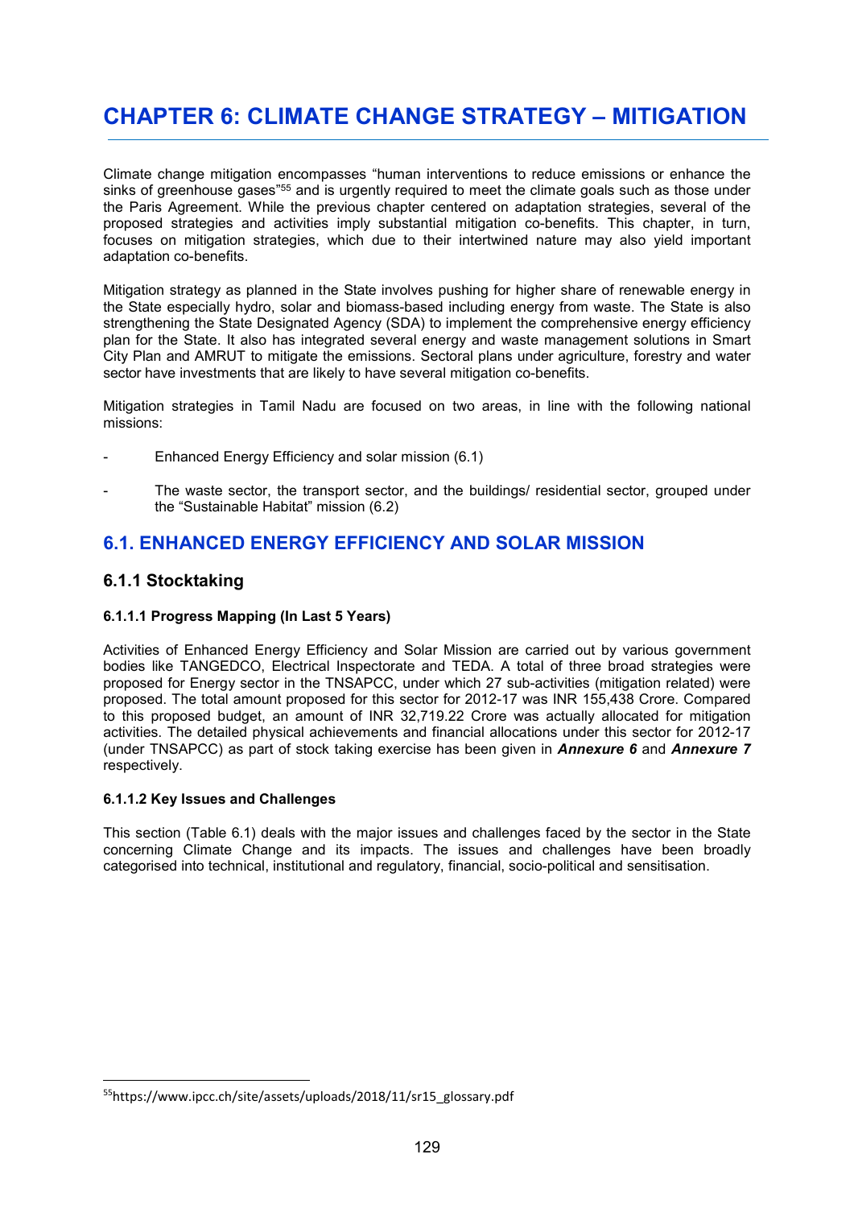# CHAPTER 6: CLIMATE CHANGE STRATEGY – MITIGATION

Climate change mitigation encompasses "human interventions to reduce emissions or enhance the sinks of greenhouse gases"[55] and is urgently required to meet the climate goals such as those under the Paris Agreement. While the previous chapter centered on adaptation strategies, several of the proposed strategies and activities imply substantial mitigation co-benefits. This chapter, in turn, focuses on mitigation strategies, which due to their intertwined nature may also yield important adaptation co-benefits.

Mitigation strategy as planned in the State involves pushing for higher share of renewable energy in the State especially hydro, solar and biomass-based including energy from waste. The State is also strengthening the State Designated Agency (SDA) to implement the comprehensive energy efficiency plan for the State. It also has integrated several energy and waste management solutions in Smart City Plan and AMRUT to mitigate the emissions. Sectoral plans under agriculture, forestry and water sector have investments that are likely to have several mitigation co-benefits.

Mitigation strategies in Tamil Nadu are focused on two areas, in line with the following national missions:

- Enhanced Energy Efficiency and solar mission (6.1)
- The waste sector, the transport sector, and the buildings/ residential sector, grouped under the "Sustainable Habitat" mission (6.2)

## 6.1. ENHANCED ENERGY EFFICIENCY AND SOLAR MISSION

### 6.1.1 Stocktaking

#### 6.1.1.1 Progress Mapping (In Last 5 Years)

Activities of Enhanced Energy Efficiency and Solar Mission are carried out by various government bodies like TANGEDCO, Electrical Inspectorate and TEDA. A total of three broad strategies were proposed for Energy sector in the TNSAPCC, under which 27 sub-activities (mitigation related) were proposed. The total amount proposed for this sector for 2012-17 was INR 155,438 Crore. Compared to this proposed budget, an amount of INR 32,719.22 Crore was actually allocated for mitigation activities. The detailed physical achievements and financial allocations under this sector for 2012-17 (under TNSAPCC) as part of stock taking exercise has been given in ***Annexure 6*** and ***Annexure 7*** respectively.

#### 6.1.1.2 Key Issues and Challenges

This section (Table 6.1) deals with the major issues and challenges faced by the sector in the State concerning Climate Change and its impacts. The issues and challenges have been broadly categorised into technical, institutional and regulatory, financial, socio-political and sensitisation.

[55] https://www.ipcc.ch/site/assets/uploads/2018/11/sr15_glossary.pdf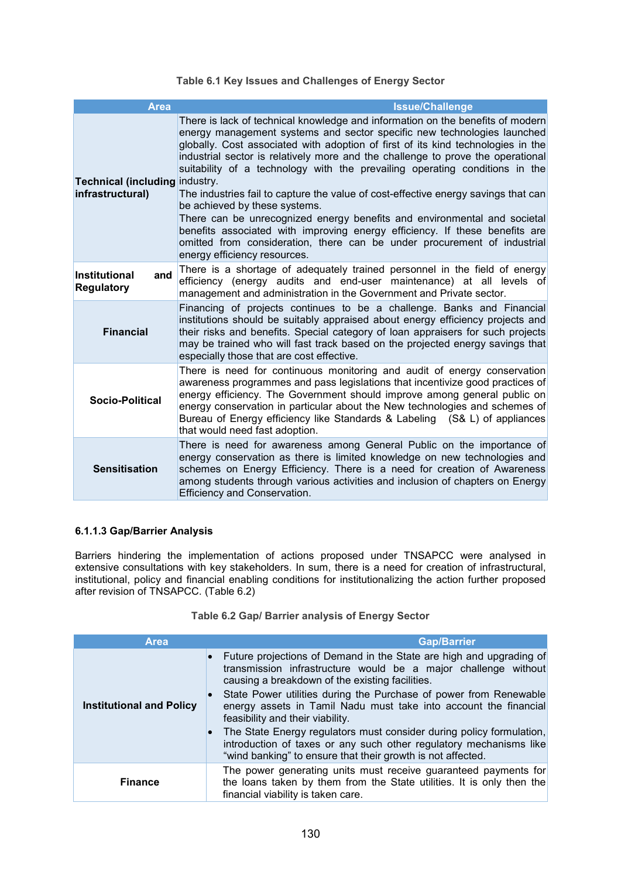**Table 6.1 Key Issues and Challenges of Energy Sector**

| Area | Issue/Challenge |
|---|---|
| **Technical (including infrastructural)** | There is lack of technical knowledge and information on the benefits of modern energy management systems and sector specific new technologies launched globally. Cost associated with adoption of first of its kind technologies in the industrial sector is relatively more and the challenge to prove the operational suitability of a technology with the prevailing operating conditions in the industry.<br>The industries fail to capture the value of cost-effective energy savings that can be achieved by these systems.<br>There can be unrecognized energy benefits and environmental and societal benefits associated with improving energy efficiency. If these benefits are omitted from consideration, there can be under procurement of industrial energy efficiency resources. |
| **Institutional and Regulatory** | There is a shortage of adequately trained personnel in the field of energy efficiency (energy audits and end-user maintenance) at all levels of management and administration in the Government and Private sector. |
| **Financial** | Financing of projects continues to be a challenge. Banks and Financial institutions should be suitably appraised about energy efficiency projects and their risks and benefits. Special category of loan appraisers for such projects may be trained who will fast track based on the projected energy savings that especially those that are cost effective. |
| **Socio-Political** | There is need for continuous monitoring and audit of energy conservation awareness programmes and pass legislations that incentivize good practices of energy efficiency. The Government should improve among general public on energy conservation in particular about the New technologies and schemes of Bureau of Energy efficiency like Standards & Labeling (S& L) of appliances that would need fast adoption. |
| **Sensitisation** | There is need for awareness among General Public on the importance of energy conservation as there is limited knowledge on new technologies and schemes on Energy Efficiency. There is a need for creation of Awareness among students through various activities and inclusion of chapters on Energy Efficiency and Conservation. |

### 6.1.1.3 Gap/Barrier Analysis

Barriers hindering the implementation of actions proposed under TNSAPCC were analysed in extensive consultations with key stakeholders. In sum, there is a need for creation of infrastructural, institutional, policy and financial enabling conditions for institutionalizing the action further proposed after revision of TNSAPCC. (Table 6.2)

**Table 6.2 Gap/ Barrier analysis of Energy Sector**

| Area | Gap/Barrier |
|---|---|
| **Institutional and Policy** | • Future projections of Demand in the State are high and upgrading of transmission infrastructure would be a major challenge without causing a breakdown of the existing facilities.<br>• State Power utilities during the Purchase of power from Renewable energy assets in Tamil Nadu must take into account the financial feasibility and their viability.<br>• The State Energy regulators must consider during policy formulation, introduction of taxes or any such other regulatory mechanisms like "wind banking" to ensure that their growth is not affected. |
| **Finance** | The power generating units must receive guaranteed payments for the loans taken by them from the State utilities. It is only then the financial viability is taken care. |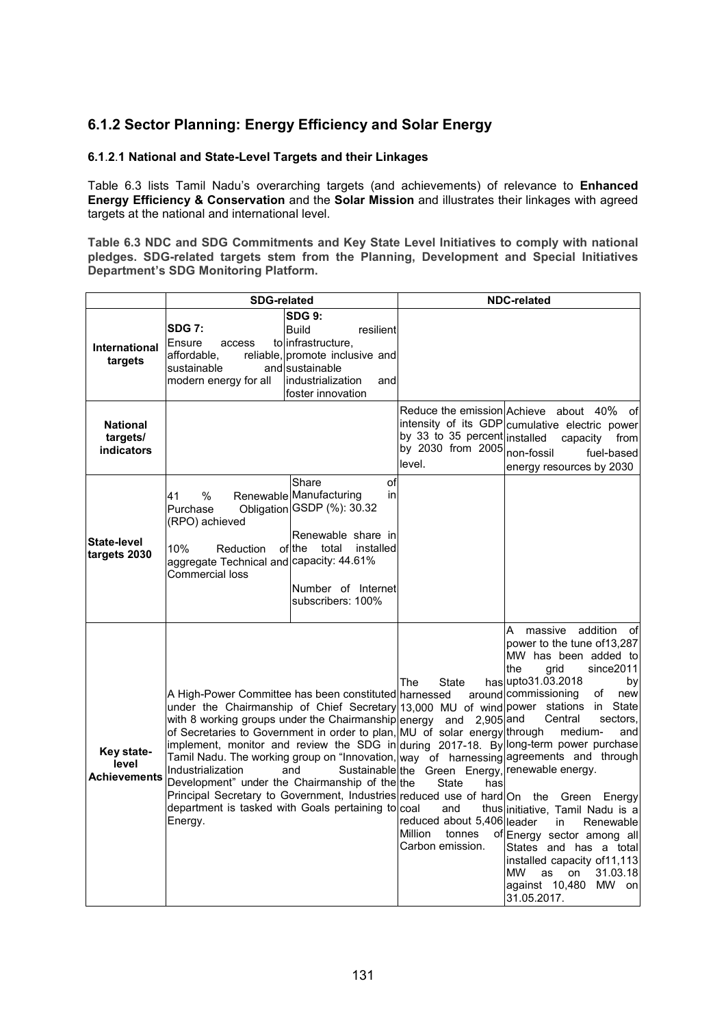## 6.1.2 Sector Planning: Energy Efficiency and Solar Energy

### 6.1.2.1 National and State-Level Targets and their Linkages

Table 6.3 lists Tamil Nadu's overarching targets (and achievements) of relevance to **Enhanced Energy Efficiency & Conservation** and the **Solar Mission** and illustrates their linkages with agreed targets at the national and international level.

**Table 6.3 NDC and SDG Commitments and Key State Level Initiatives to comply with national pledges. SDG-related targets stem from the Planning, Development and Special Initiatives Department's SDG Monitoring Platform.**

| | SDG-related | | NDC-related | |
|---|---|---|---|---|
| **International targets** | **SDG 7:** Ensure access to affordable, reliable, sustainable and modern energy for all | **SDG 9:** Build resilient infrastructure, promote inclusive and sustainable industrialization and foster innovation | | |
| **National targets/ indicators** | | | Reduce the emission intensity of its GDP by 33 to 35 percent by 2030 from 2005 level. | Achieve about 40% of cumulative electric power installed capacity from non-fossil fuel-based energy resources by 2030 |
| **State-level targets 2030** | 41 % Renewable Purchase Obligation (RPO) achieved<br><br>10% Reduction of aggregate Technical and Commercial loss | Share of Manufacturing in GSDP (%): 30.32<br><br>Renewable share in the total installed capacity: 44.61%<br><br>Number of Internet subscribers: 100% | | |
| **Key state-level Achievements** | A High-Power Committee has been constituted under the Chairmanship of Chief Secretary with 8 working groups under the Chairmanship of Secretaries to Government in order to plan, implement, monitor and review the SDG in Tamil Nadu. The working group on "Innovation, Industrialization and Sustainable Development" under the Chairmanship of the Principal Secretary to Government, Industries department is tasked with Goals pertaining to Energy. | | The State has harnessed around 13,000 MU of wind energy and 2,905 MU of solar energy during 2017-18. By way of harnessing the Green Energy, the State has reduced use of hard coal and thus reduced about 5,406 Million tonnes of Carbon emission. | A massive addition of power to the tune of13,287 MW has been added to the grid since2011 upto31.03.2018 by commissioning of new power stations in State and Central sectors, through medium- and long-term power purchase agreements and through renewable energy.<br><br>On the Green Energy initiative, Tamil Nadu is a leader in Renewable Energy sector among all States and has a total installed capacity of11,113 MW as on 31.03.18 against 10,480 MW on 31.05.2017. |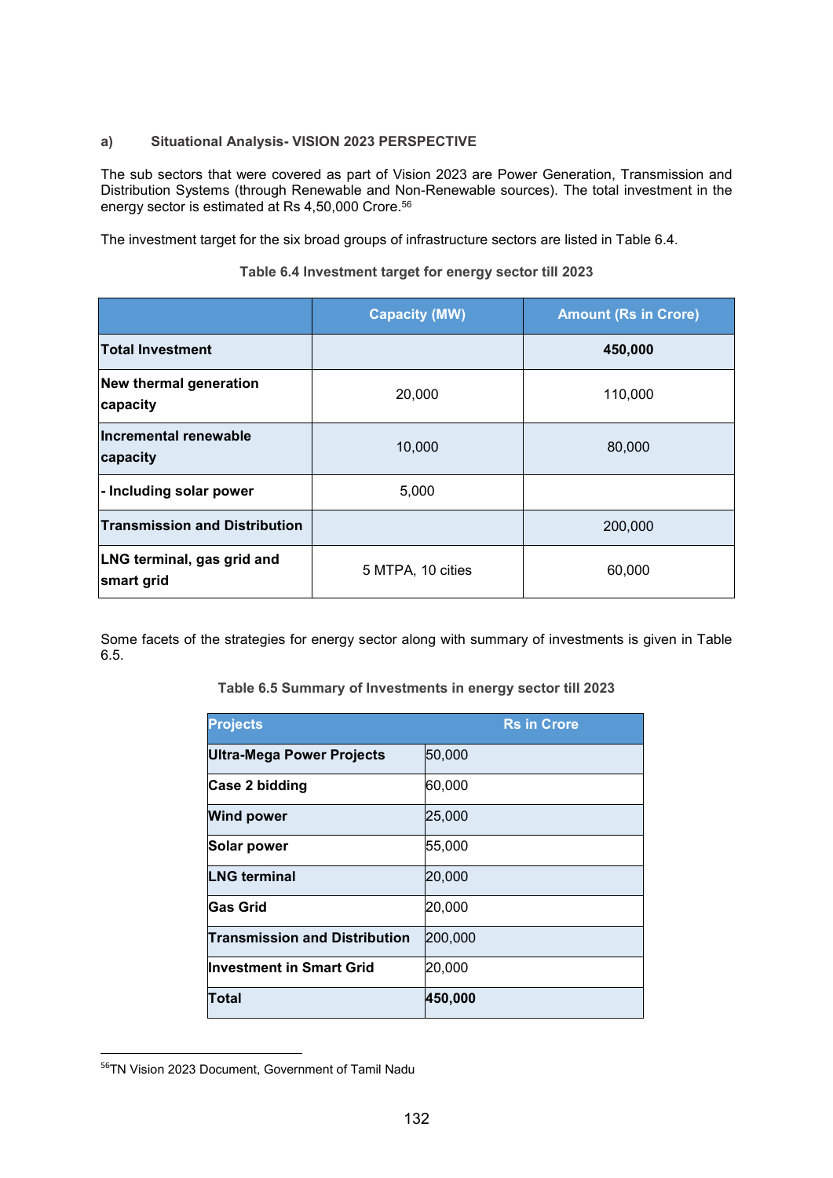a) **Situational Analysis- VISION 2023 PERSPECTIVE**

The sub sectors that were covered as part of Vision 2023 are Power Generation, Transmission and Distribution Systems (through Renewable and Non-Renewable sources). The total investment in the energy sector is estimated at Rs 4,50,000 Crore.[56]

The investment target for the six broad groups of infrastructure sectors are listed in Table 6.4.

**Table 6.4 Investment target for energy sector till 2023**

| | Capacity (MW) | Amount (Rs in Crore) |
|---|---|---|
| **Total Investment** | | **450,000** |
| **New thermal generation capacity** | 20,000 | 110,000 |
| **Incremental renewable capacity** | 10,000 | 80,000 |
| **- Including solar power** | 5,000 | |
| **Transmission and Distribution** | | 200,000 |
| **LNG terminal, gas grid and smart grid** | 5 MTPA, 10 cities | 60,000 |

Some facets of the strategies for energy sector along with summary of investments is given in Table 6.5.

**Table 6.5 Summary of Investments in energy sector till 2023**

| Projects | Rs in Crore |
|---|---|
| **Ultra-Mega Power Projects** | 50,000 |
| **Case 2 bidding** | 60,000 |
| **Wind power** | 25,000 |
| **Solar power** | 55,000 |
| **LNG terminal** | 20,000 |
| **Gas Grid** | 20,000 |
| **Transmission and Distribution** | 200,000 |
| **Investment in Smart Grid** | 20,000 |
| **Total** | **450,000** |

[56] TN Vision 2023 Document, Government of Tamil Nadu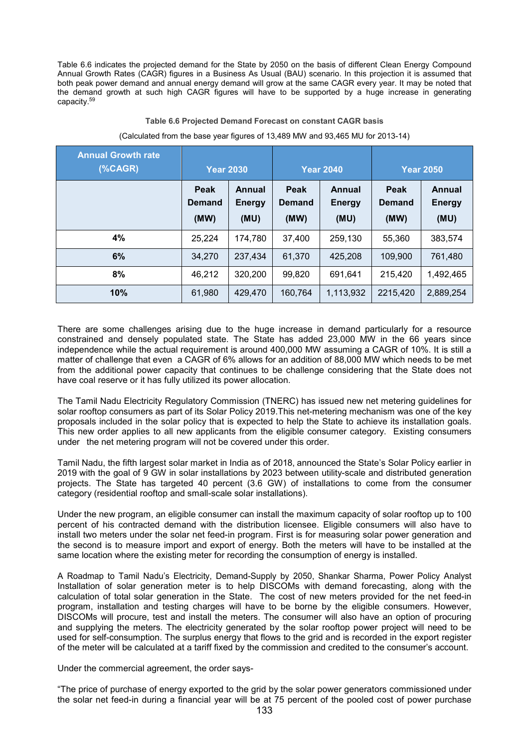Table 6.6 indicates the projected demand for the State by 2050 on the basis of different Clean Energy Compound Annual Growth Rates (CAGR) figures in a Business As Usual (BAU) scenario. In this projection it is assumed that both peak power demand and annual energy demand will grow at the same CAGR every year. It may be noted that the demand growth at such high CAGR figures will have to be supported by a huge increase in generating capacity.[59]

**Table 6.6 Projected Demand Forecast on constant CAGR basis**

(Calculated from the base year figures of 13,489 MW and 93,465 MU for 2013-14)

| Annual Growth rate (%CAGR) | Year 2030 | | Year 2040 | | Year 2050 | |
|---|---|---|---|---|---|---|
| | Peak Demand (MW) | Annual Energy (MU) | Peak Demand (MW) | Annual Energy (MU) | Peak Demand (MW) | Annual Energy (MU) |
| **4%** | 25,224 | 174,780 | 37,400 | 259,130 | 55,360 | 383,574 |
| **6%** | 34,270 | 237,434 | 61,370 | 425,208 | 109,900 | 761,480 |
| **8%** | 46,212 | 320,200 | 99,820 | 691,641 | 215,420 | 1,492,465 |
| **10%** | 61,980 | 429,470 | 160,764 | 1,113,932 | 2215,420 | 2,889,254 |

There are some challenges arising due to the huge increase in demand particularly for a resource constrained and densely populated state. The State has added 23,000 MW in the 66 years since independence while the actual requirement is around 400,000 MW assuming a CAGR of 10%. It is still a matter of challenge that even a CAGR of 6% allows for an addition of 88,000 MW which needs to be met from the additional power capacity that continues to be challenge considering that the State does not have coal reserve or it has fully utilized its power allocation.

The Tamil Nadu Electricity Regulatory Commission (TNERC) has issued new net metering guidelines for solar rooftop consumers as part of its Solar Policy 2019.This net-metering mechanism was one of the key proposals included in the solar policy that is expected to help the State to achieve its installation goals. This new order applies to all new applicants from the eligible consumer category. Existing consumers under the net metering program will not be covered under this order.

Tamil Nadu, the fifth largest solar market in India as of 2018, announced the State's Solar Policy earlier in 2019 with the goal of 9 GW in solar installations by 2023 between utility-scale and distributed generation projects. The State has targeted 40 percent (3.6 GW) of installations to come from the consumer category (residential rooftop and small-scale solar installations).

Under the new program, an eligible consumer can install the maximum capacity of solar rooftop up to 100 percent of his contracted demand with the distribution licensee. Eligible consumers will also have to install two meters under the solar net feed-in program. First is for measuring solar power generation and the second is to measure import and export of energy. Both the meters will have to be installed at the same location where the existing meter for recording the consumption of energy is installed.

A Roadmap to Tamil Nadu's Electricity, Demand-Supply by 2050, Shankar Sharma, Power Policy Analyst Installation of solar generation meter is to help DISCOMs with demand forecasting, along with the calculation of total solar generation in the State. The cost of new meters provided for the net feed-in program, installation and testing charges will have to be borne by the eligible consumers. However, DISCOMs will procure, test and install the meters. The consumer will also have an option of procuring and supplying the meters. The electricity generated by the solar rooftop power project will need to be used for self-consumption. The surplus energy that flows to the grid and is recorded in the export register of the meter will be calculated at a tariff fixed by the commission and credited to the consumer's account.

Under the commercial agreement, the order says-

"The price of purchase of energy exported to the grid by the solar power generators commissioned under the solar net feed-in during a financial year will be at 75 percent of the pooled cost of power purchase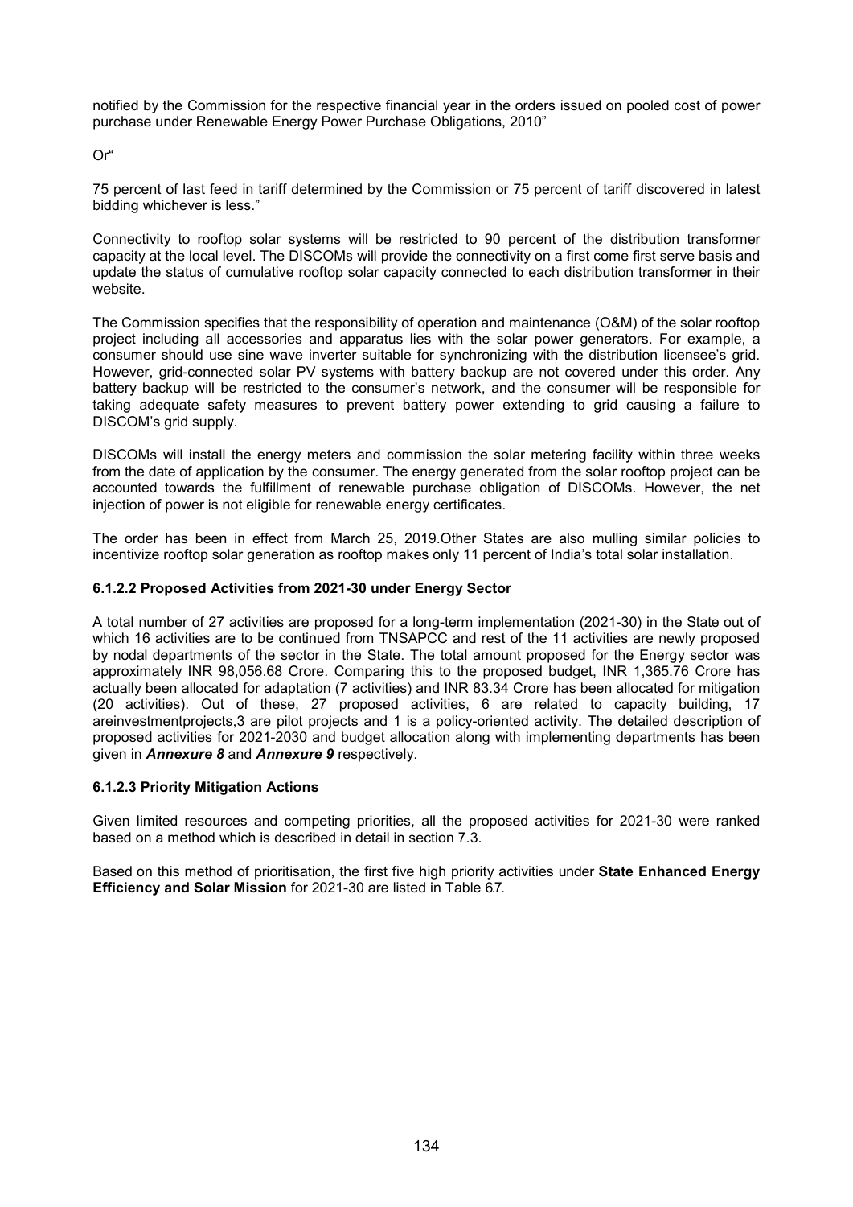notified by the Commission for the respective financial year in the orders issued on pooled cost of power purchase under Renewable Energy Power Purchase Obligations, 2010"

Or"

75 percent of last feed in tariff determined by the Commission or 75 percent of tariff discovered in latest bidding whichever is less."

Connectivity to rooftop solar systems will be restricted to 90 percent of the distribution transformer capacity at the local level. The DISCOMs will provide the connectivity on a first come first serve basis and update the status of cumulative rooftop solar capacity connected to each distribution transformer in their website.

The Commission specifies that the responsibility of operation and maintenance (O&M) of the solar rooftop project including all accessories and apparatus lies with the solar power generators. For example, a consumer should use sine wave inverter suitable for synchronizing with the distribution licensee's grid. However, grid-connected solar PV systems with battery backup are not covered under this order. Any battery backup will be restricted to the consumer's network, and the consumer will be responsible for taking adequate safety measures to prevent battery power extending to grid causing a failure to DISCOM's grid supply.

DISCOMs will install the energy meters and commission the solar metering facility within three weeks from the date of application by the consumer. The energy generated from the solar rooftop project can be accounted towards the fulfillment of renewable purchase obligation of DISCOMs. However, the net injection of power is not eligible for renewable energy certificates.

The order has been in effect from March 25, 2019.Other States are also mulling similar policies to incentivize rooftop solar generation as rooftop makes only 11 percent of India's total solar installation.

#### 6.1.2.2 Proposed Activities from 2021-30 under Energy Sector

A total number of 27 activities are proposed for a long-term implementation (2021-30) in the State out of which 16 activities are to be continued from TNSAPCC and rest of the 11 activities are newly proposed by nodal departments of the sector in the State. The total amount proposed for the Energy sector was approximately INR 98,056.68 Crore. Comparing this to the proposed budget, INR 1,365.76 Crore has actually been allocated for adaptation (7 activities) and INR 83.34 Crore has been allocated for mitigation (20 activities). Out of these, 27 proposed activities, 6 are related to capacity building, 17 areinvestmentprojects,3 are pilot projects and 1 is a policy-oriented activity. The detailed description of proposed activities for 2021-2030 and budget allocation along with implementing departments has been given in ***Annexure 8*** and ***Annexure 9*** respectively.

#### 6.1.2.3 Priority Mitigation Actions

Given limited resources and competing priorities, all the proposed activities for 2021-30 were ranked based on a method which is described in detail in section 7.3.

Based on this method of prioritisation, the first five high priority activities under **State Enhanced Energy Efficiency and Solar Mission** for 2021-30 are listed in Table 6.7.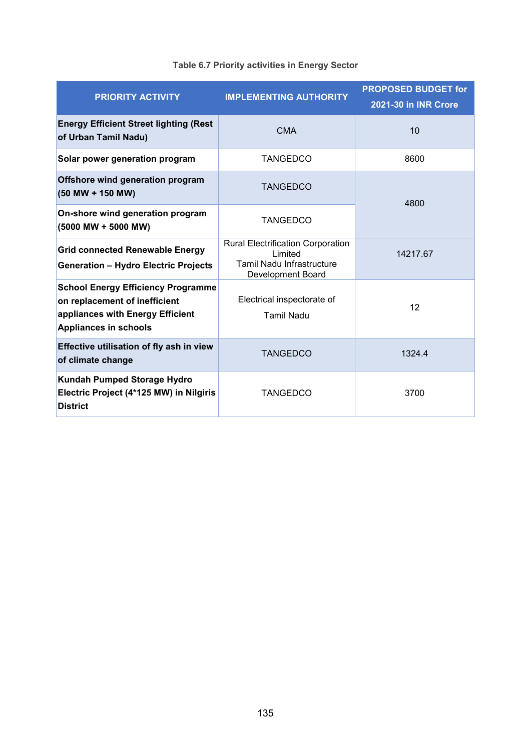Table 6.7 Priority activities in Energy Sector

| PRIORITY ACTIVITY | IMPLEMENTING AUTHORITY | PROPOSED BUDGET for 2021-30 in INR Crore |
|---|---|---|
| **Energy Efficient Street lighting (Rest of Urban Tamil Nadu)** | CMA | 10 |
| **Solar power generation program** | TANGEDCO | 8600 |
| **Offshore wind generation program (50 MW + 150 MW)** | TANGEDCO | 4800 |
| **On-shore wind generation program (5000 MW + 5000 MW)** | TANGEDCO | |
| **Grid connected Renewable Energy Generation – Hydro Electric Projects** | Rural Electrification Corporation Limited Tamil Nadu Infrastructure Development Board | 14217.67 |
| **School Energy Efficiency Programme on replacement of inefficient appliances with Energy Efficient Appliances in schools** | Electrical inspectorate of Tamil Nadu | 12 |
| **Effective utilisation of fly ash in view of climate change** | TANGEDCO | 1324.4 |
| **Kundah Pumped Storage Hydro Electric Project (4*125 MW) in Nilgiris District** | TANGEDCO | 3700 |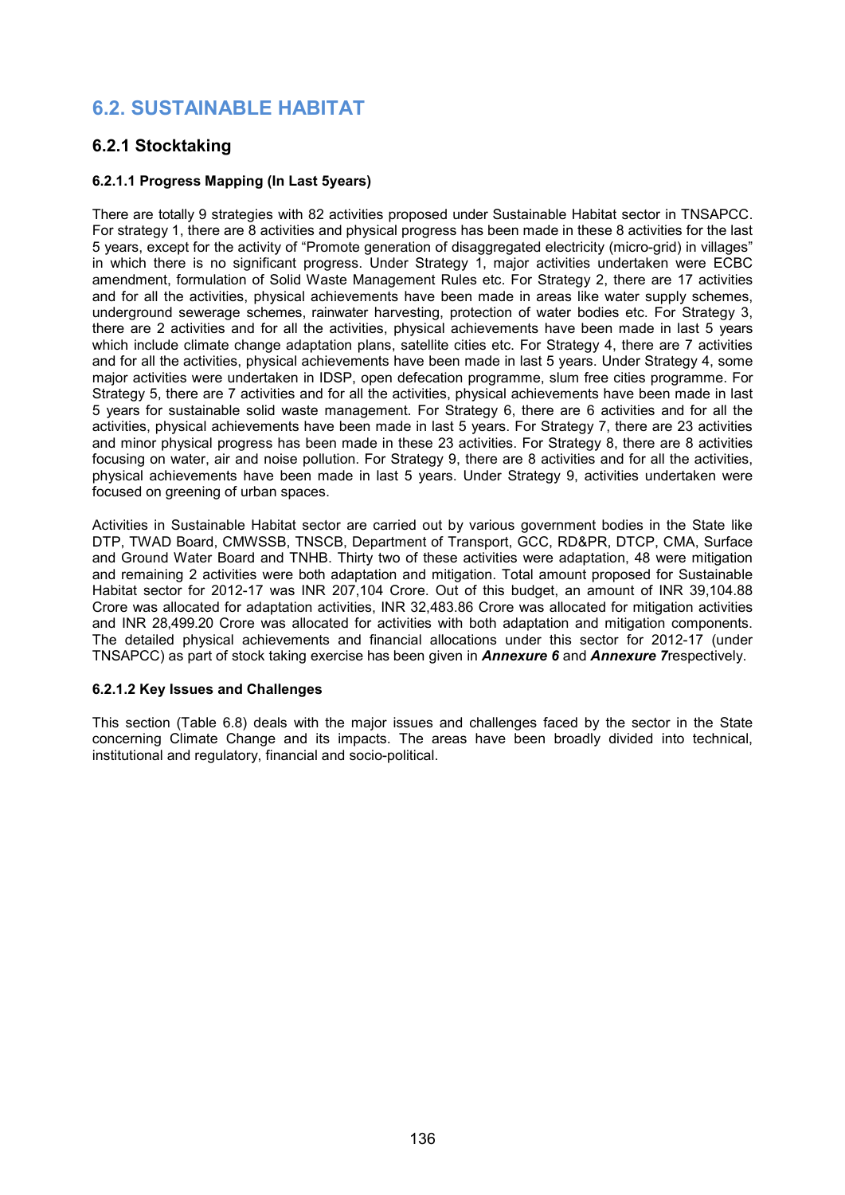# 6.2. SUSTAINABLE HABITAT

## 6.2.1 Stocktaking

#### 6.2.1.1 Progress Mapping (In Last 5years)

There are totally 9 strategies with 82 activities proposed under Sustainable Habitat sector in TNSAPCC. For strategy 1, there are 8 activities and physical progress has been made in these 8 activities for the last 5 years, except for the activity of "Promote generation of disaggregated electricity (micro-grid) in villages" in which there is no significant progress. Under Strategy 1, major activities undertaken were ECBC amendment, formulation of Solid Waste Management Rules etc. For Strategy 2, there are 17 activities and for all the activities, physical achievements have been made in areas like water supply schemes, underground sewerage schemes, rainwater harvesting, protection of water bodies etc. For Strategy 3, there are 2 activities and for all the activities, physical achievements have been made in last 5 years which include climate change adaptation plans, satellite cities etc. For Strategy 4, there are 7 activities and for all the activities, physical achievements have been made in last 5 years. Under Strategy 4, some major activities were undertaken in IDSP, open defecation programme, slum free cities programme. For Strategy 5, there are 7 activities and for all the activities, physical achievements have been made in last 5 years for sustainable solid waste management. For Strategy 6, there are 6 activities and for all the activities, physical achievements have been made in last 5 years. For Strategy 7, there are 23 activities and minor physical progress has been made in these 23 activities. For Strategy 8, there are 8 activities focusing on water, air and noise pollution. For Strategy 9, there are 8 activities and for all the activities, physical achievements have been made in last 5 years. Under Strategy 9, activities undertaken were focused on greening of urban spaces.

Activities in Sustainable Habitat sector are carried out by various government bodies in the State like DTP, TWAD Board, CMWSSB, TNSCB, Department of Transport, GCC, RD&PR, DTCP, CMA, Surface and Ground Water Board and TNHB. Thirty two of these activities were adaptation, 48 were mitigation and remaining 2 activities were both adaptation and mitigation. Total amount proposed for Sustainable Habitat sector for 2012-17 was INR 207,104 Crore. Out of this budget, an amount of INR 39,104.88 Crore was allocated for adaptation activities, INR 32,483.86 Crore was allocated for mitigation activities and INR 28,499.20 Crore was allocated for activities with both adaptation and mitigation components. The detailed physical achievements and financial allocations under this sector for 2012-17 (under TNSAPCC) as part of stock taking exercise has been given in ***Annexure 6*** and ***Annexure 7***respectively.

#### 6.2.1.2 Key Issues and Challenges

This section (Table 6.8) deals with the major issues and challenges faced by the sector in the State concerning Climate Change and its impacts. The areas have been broadly divided into technical, institutional and regulatory, financial and socio-political.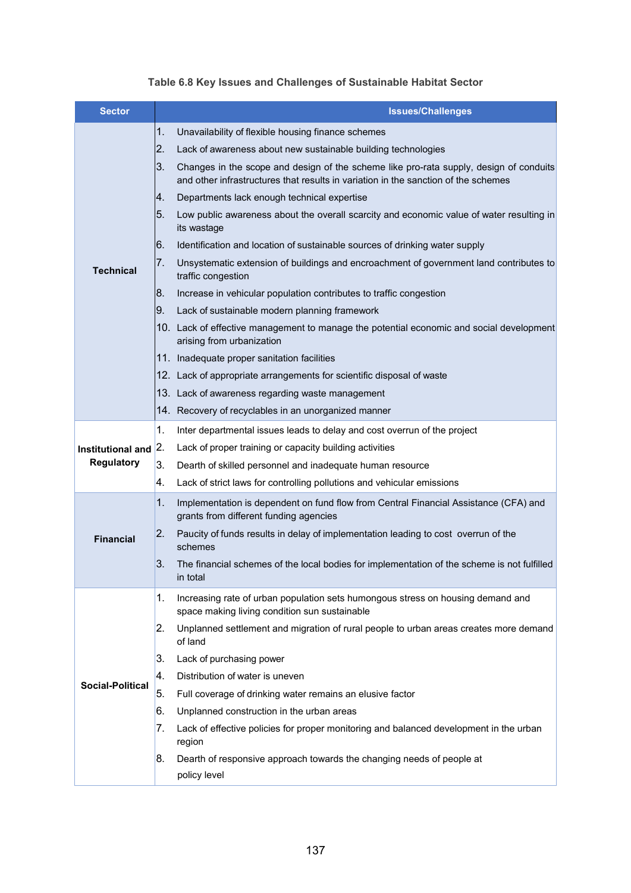**Table 6.8 Key Issues and Challenges of Sustainable Habitat Sector**

| Sector | Issues/Challenges |
|---|---|
| Technical | 1. Unavailability of flexible housing finance schemes |
| | 2. Lack of awareness about new sustainable building technologies |
| | 3. Changes in the scope and design of the scheme like pro-rata supply, design of conduits and other infrastructures that results in variation in the sanction of the schemes |
| | 4. Departments lack enough technical expertise |
| | 5. Low public awareness about the overall scarcity and economic value of water resulting in its wastage |
| | 6. Identification and location of sustainable sources of drinking water supply |
| | 7. Unsystematic extension of buildings and encroachment of government land contributes to traffic congestion |
| | 8. Increase in vehicular population contributes to traffic congestion |
| | 9. Lack of sustainable modern planning framework |
| | 10. Lack of effective management to manage the potential economic and social development arising from urbanization |
| | 11. Inadequate proper sanitation facilities |
| | 12. Lack of appropriate arrangements for scientific disposal of waste |
| | 13. Lack of awareness regarding waste management |
| | 14. Recovery of recyclables in an unorganized manner |
| Institutional and Regulatory | 1. Inter departmental issues leads to delay and cost overrun of the project |
| | 2. Lack of proper training or capacity building activities |
| | 3. Dearth of skilled personnel and inadequate human resource |
| | 4. Lack of strict laws for controlling pollutions and vehicular emissions |
| Financial | 1. Implementation is dependent on fund flow from Central Financial Assistance (CFA) and grants from different funding agencies |
| | 2. Paucity of funds results in delay of implementation leading to cost overrun of the schemes |
| | 3. The financial schemes of the local bodies for implementation of the scheme is not fulfilled in total |
| Social-Political | 1. Increasing rate of urban population sets humongous stress on housing demand and space making living condition sun sustainable |
| | 2. Unplanned settlement and migration of rural people to urban areas creates more demand of land |
| | 3. Lack of purchasing power |
| | 4. Distribution of water is uneven |
| | 5. Full coverage of drinking water remains an elusive factor |
| | 6. Unplanned construction in the urban areas |
| | 7. Lack of effective policies for proper monitoring and balanced development in the urban region |
| | 8. Dearth of responsive approach towards the changing needs of people at policy level |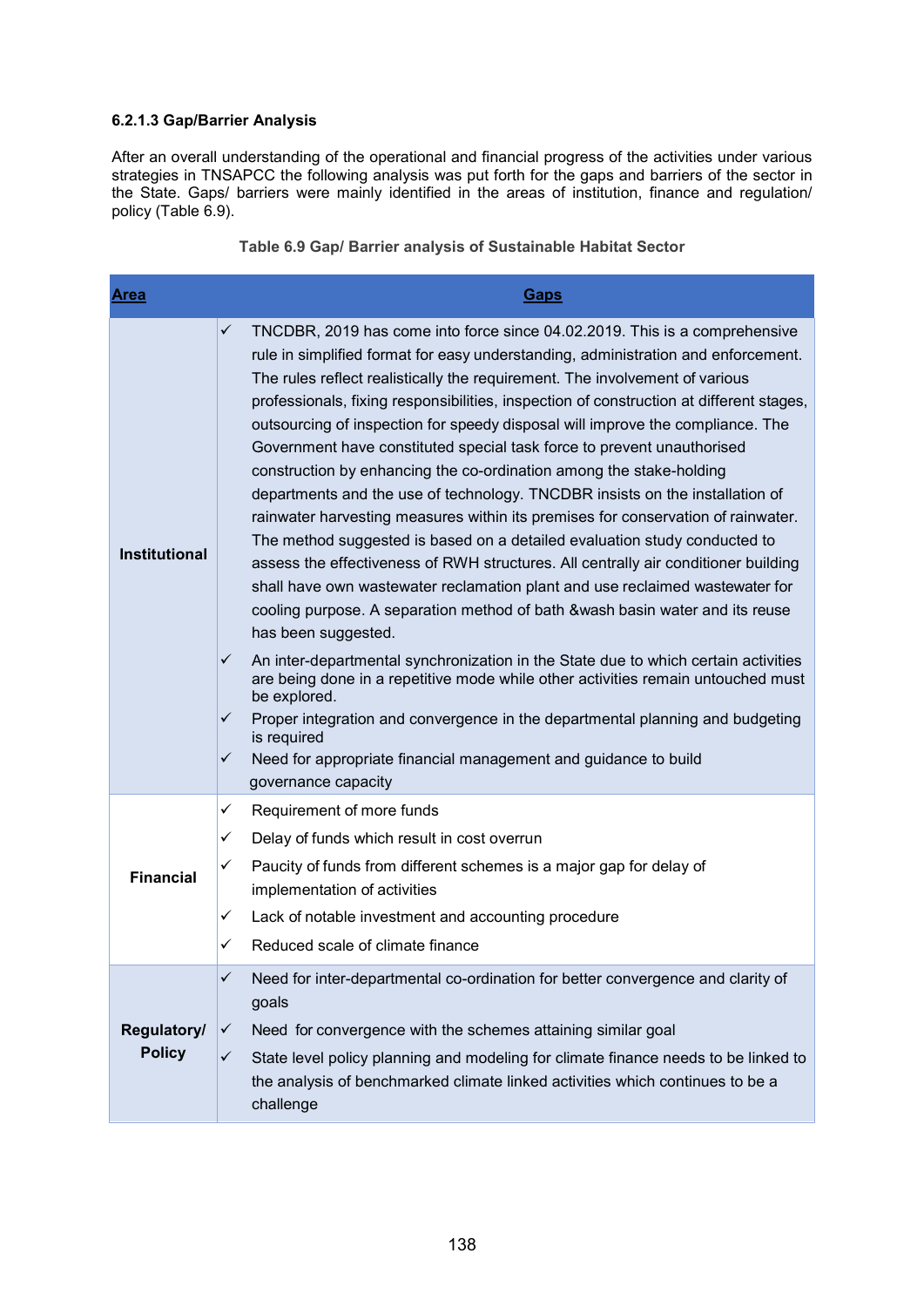#### 6.2.1.3 Gap/Barrier Analysis

After an overall understanding of the operational and financial progress of the activities under various strategies in TNSAPCC the following analysis was put forth for the gaps and barriers of the sector in the State. Gaps/ barriers were mainly identified in the areas of institution, finance and regulation/ policy (Table 6.9).

**Table 6.9 Gap/ Barrier analysis of Sustainable Habitat Sector**

| Area | Gaps |
|---|---|
| **Institutional** | ✓ TNCDBR, 2019 has come into force since 04.02.2019. This is a comprehensive rule in simplified format for easy understanding, administration and enforcement. The rules reflect realistically the requirement. The involvement of various professionals, fixing responsibilities, inspection of construction at different stages, outsourcing of inspection for speedy disposal will improve the compliance. The Government have constituted special task force to prevent unauthorised construction by enhancing the co-ordination among the stake-holding departments and the use of technology. TNCDBR insists on the installation of rainwater harvesting measures within its premises for conservation of rainwater. The method suggested is based on a detailed evaluation study conducted to assess the effectiveness of RWH structures. All centrally air conditioner building shall have own wastewater reclamation plant and use reclaimed wastewater for cooling purpose. A separation method of bath &wash basin water and its reuse has been suggested.<br>✓ An inter-departmental synchronization in the State due to which certain activities are being done in a repetitive mode while other activities remain untouched must be explored.<br>✓ Proper integration and convergence in the departmental planning and budgeting is required<br>✓ Need for appropriate financial management and guidance to build governance capacity |
| **Financial** | ✓ Requirement of more funds<br>✓ Delay of funds which result in cost overrun<br>✓ Paucity of funds from different schemes is a major gap for delay of implementation of activities<br>✓ Lack of notable investment and accounting procedure<br>✓ Reduced scale of climate finance |
| **Regulatory/ Policy** | ✓ Need for inter-departmental co-ordination for better convergence and clarity of goals<br>✓ Need for convergence with the schemes attaining similar goal<br>✓ State level policy planning and modeling for climate finance needs to be linked to the analysis of benchmarked climate linked activities which continues to be a challenge |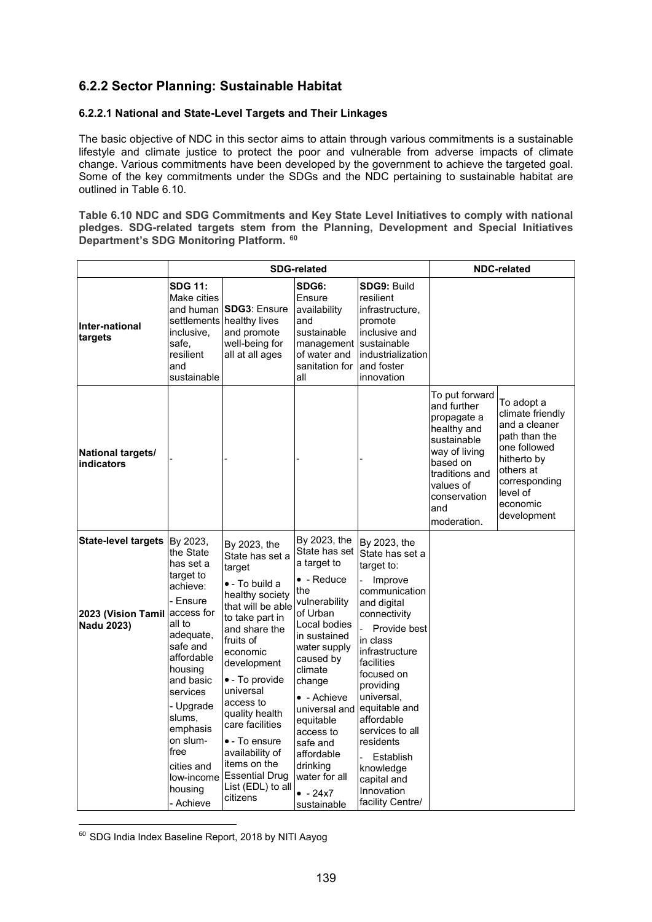## 6.2.2 Sector Planning: Sustainable Habitat

### 6.2.2.1 National and State-Level Targets and Their Linkages

The basic objective of NDC in this sector aims to attain through various commitments is a sustainable lifestyle and climate justice to protect the poor and vulnerable from adverse impacts of climate change. Various commitments have been developed by the government to achieve the targeted goal. Some of the key commitments under the SDGs and the NDC pertaining to sustainable habitat are outlined in Table 6.10.

**Table 6.10 NDC and SDG Commitments and Key State Level Initiatives to comply with national pledges. SDG-related targets stem from the Planning, Development and Special Initiatives Department's SDG Monitoring Platform.** [60]

| | SDG-related | | | | NDC-related | |
|---|---|---|---|---|---|---|
| **Inter-national targets** | **SDG 11:** Make cities and human settlements inclusive, safe, resilient and sustainable | **SDG3**: Ensure healthy lives and promote well-being for all at all ages | **SDG6:** Ensure availability and sustainable management of water and sanitation for all | **SDG9:** Build resilient infrastructure, promote inclusive and sustainable industrialization and foster innovation | | |
| **National targets/ indicators** | - | - | - | - | To put forward and further propagate a healthy and sustainable way of living based on traditions and values of conservation and moderation. | To adopt a climate friendly and a cleaner path than the one followed hitherto by others at corresponding level of economic development |
| **State-level targets**<br><br>**2023 (Vision Tamil Nadu 2023)** | By 2023, the State has set a target to achieve:<br>- Ensure access for all to adequate, safe and affordable housing and basic services<br>- Upgrade slums, emphasis on slum-free cities and low-income housing<br>- Achieve | By 2023, the State has set a target<br>• - To build a healthy society that will be able to take part in and share the fruits of economic development<br>• - To provide universal access to quality health care facilities<br>• - To ensure availability of items on the Essential Drug List (EDL) to all citizens | By 2023, the State has set a target to<br>• - Reduce the vulnerability of Urban Local bodies in sustained water supply caused by climate change<br>• - Achieve universal and equitable access to safe and affordable drinking water for all<br>• - 24x7 sustainable | By 2023, the State has set a target to:<br>- Improve communication and digital connectivity<br>- Provide best in class infrastructure facilities focused on providing universal, equitable and affordable services to all residents<br>- Establish knowledge capital and Innovation facility Centre/ | | |

[60] SDG India Index Baseline Report, 2018 by NITI Aayog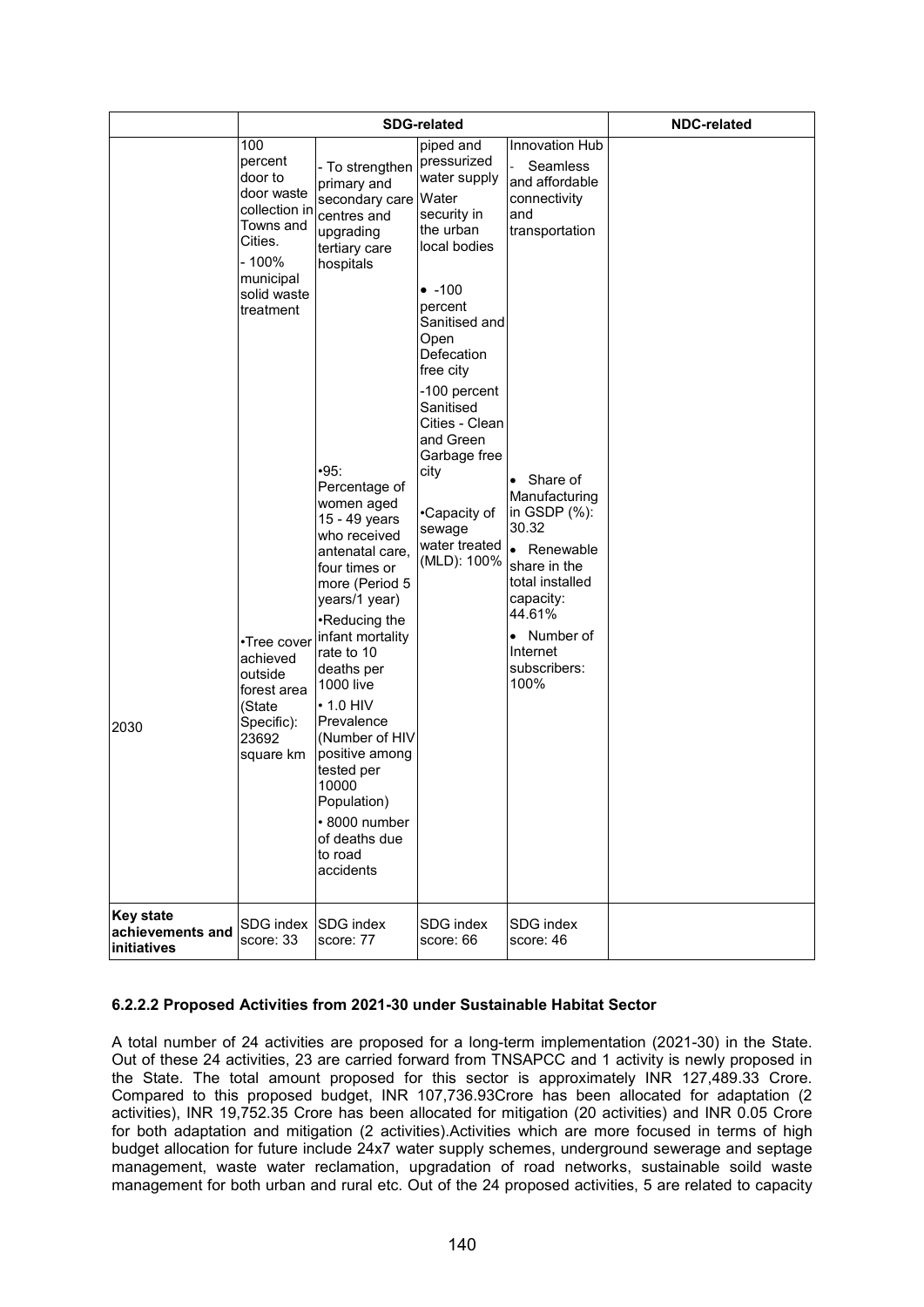| | SDG-related | | | | NDC-related |
|---|---|---|---|---|---|
| 2030 | 100 percent door to door waste collection in Towns and Cities.<br>- 100% municipal solid waste treatment<br><br>•Tree cover achieved outside forest area (State Specific): 23692 square km | - To strengthen primary and secondary care centres and upgrading tertiary care hospitals<br><br>•95: Percentage of women aged 15 - 49 years who received antenatal care, four times or more (Period 5 years/1 year)<br>•Reducing the infant mortality rate to 10 deaths per 1000 live<br>• 1.0 HIV Prevalence (Number of HIV positive among tested per 10000 Population)<br>• 8000 number of deaths due to road accidents | piped and pressurized water supply Water security in the urban local bodies<br><br>• -100 percent Sanitised and Open Defecation free city<br>-100 percent Sanitised Cities - Clean and Green Garbage free city<br><br>•Capacity of sewage water treated (MLD): 100% | Innovation Hub<br>- Seamless and affordable connectivity and transportation<br><br>• Share of Manufacturing in GSDP (%): 30.32<br>• Renewable share in the total installed capacity: 44.61%<br>• Number of Internet subscribers: 100% | |
| **Key state achievements and initiatives** | SDG index score: 33 | SDG index score: 77 | SDG index score: 66 | SDG index score: 46 | |

#### 6.2.2.2 Proposed Activities from 2021-30 under Sustainable Habitat Sector

A total number of 24 activities are proposed for a long-term implementation (2021-30) in the State. Out of these 24 activities, 23 are carried forward from TNSAPCC and 1 activity is newly proposed in the State. The total amount proposed for this sector is approximately INR 127,489.33 Crore. Compared to this proposed budget, INR 107,736.93Crore has been allocated for adaptation (2 activities), INR 19,752.35 Crore has been allocated for mitigation (20 activities) and INR 0.05 Crore for both adaptation and mitigation (2 activities).Activities which are more focused in terms of high budget allocation for future include 24x7 water supply schemes, underground sewerage and septage management, waste water reclamation, upgradation of road networks, sustainable soild waste management for both urban and rural etc. Out of the 24 proposed activities, 5 are related to capacity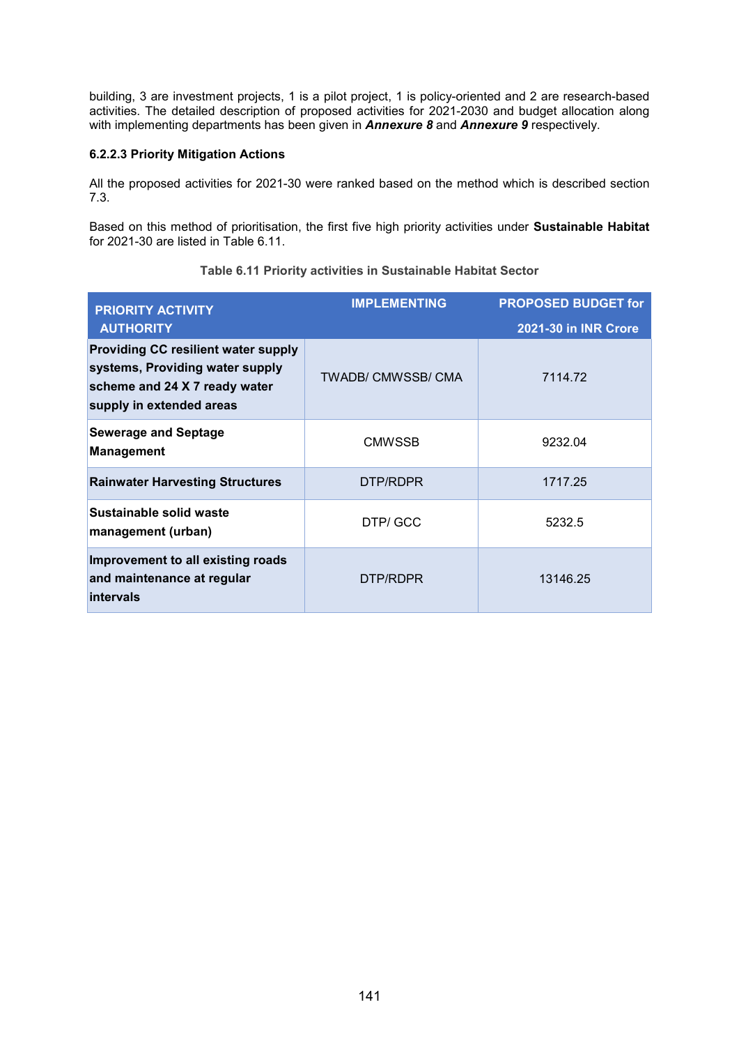building, 3 are investment projects, 1 is a pilot project, 1 is policy-oriented and 2 are research-based activities. The detailed description of proposed activities for 2021-2030 and budget allocation along with implementing departments has been given in ***Annexure 8*** and ***Annexure 9*** respectively.

#### 6.2.2.3 Priority Mitigation Actions

All the proposed activities for 2021-30 were ranked based on the method which is described section 7.3.

Based on this method of prioritisation, the first five high priority activities under **Sustainable Habitat** for 2021-30 are listed in Table 6.11.

**Table 6.11 Priority activities in Sustainable Habitat Sector**

| PRIORITY ACTIVITY | IMPLEMENTING AUTHORITY | PROPOSED BUDGET for 2021-30 in INR Crore |
|---|---|---|
| **Providing CC resilient water supply systems, Providing water supply scheme and 24 X 7 ready water supply in extended areas** | TWADB/ CMWSSB/ CMA | 7114.72 |
| **Sewerage and Septage Management** | CMWSSB | 9232.04 |
| **Rainwater Harvesting Structures** | DTP/RDPR | 1717.25 |
| **Sustainable solid waste management (urban)** | DTP/ GCC | 5232.5 |
| **Improvement to all existing roads and maintenance at regular intervals** | DTP/RDPR | 13146.25 |